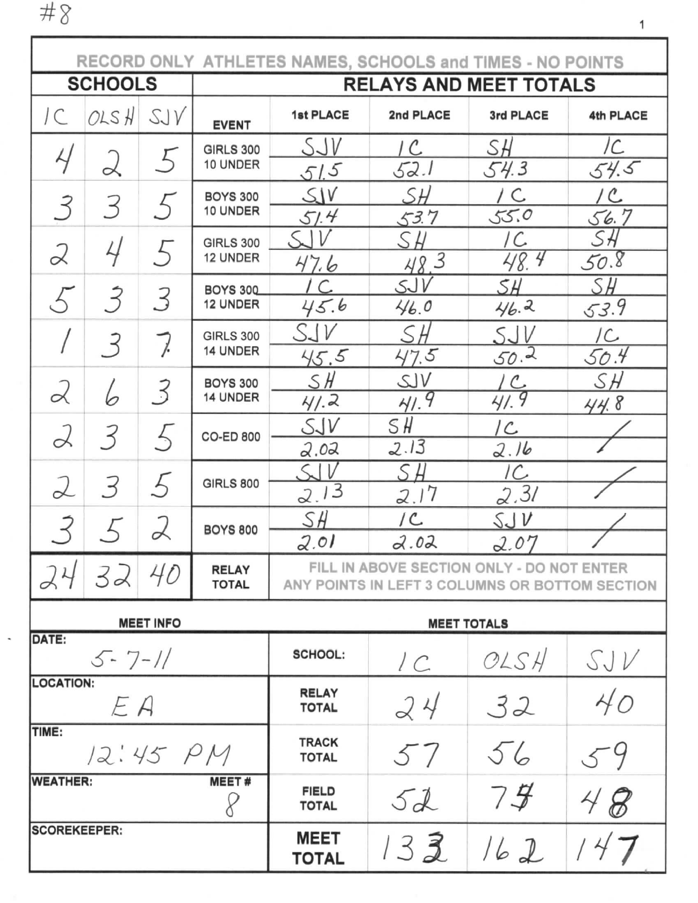#8

RECORD ONLY ATHLETES NAMES, SCHOOLS and TIMES - NO POINTS

| SCHOOLS | | | RELAYS AND MEET TOTALS | | | | |
|---|---|---|---|---|---|---|---|
| IC | OLSH | SJV | EVENT | 1st PLACE | 2nd PLACE | 3rd PLACE | 4th PLACE |
| 4 | 2 | 5 | GIRLS 300 10 UNDER | SJV 51.5 | IC 52.1 | SH 54.3 | IC 54.5 |
| 3 | 3 | 5 | BOYS 300 10 UNDER | SJV 51.4 | SH 53.7 | IC 55.0 | IC 56.7 |
| 2 | 4 | 5 | GIRLS 300 12 UNDER | SJV 47.6 | SH 48.3 | IC 48.4 | SH 50.8 |
| 5 | 3 | 3 | BOYS 300 12 UNDER | IC 45.6 | SJV 46.0 | SH 46.2 | SH 53.9 |
| 1 | 3 | 7 | GIRLS 300 14 UNDER | SJV 45.5 | SH 47.5 | SJV 50.2 | IC 50.4 |
| 2 | 6 | 3 | BOYS 300 14 UNDER | SH 41.2 | SJV 41.9 | IC 41.9 | SH 44.8 |
| 2 | 3 | 5 | CO-ED 800 | SJV 2.02 | SH 2.13 | IC 2.16 | / |
| 2 | 3 | 5 | GIRLS 800 | SJV 2.13 | SH 2.17 | IC 2.31 | / |
| 3 | 5 | 2 | BOYS 800 | SH 2.01 | IC 2.02 | SJV 2.07 | / |
| 24 | 32 | 40 | RELAY TOTAL | FILL IN ABOVE SECTION ONLY - DO NOT ENTER ANY POINTS IN LEFT 3 COLUMNS OR BOTTOM SECTION | | | |

| MEET INFO | MEET TOTALS | | | |
|---|---|---|---|---|
| DATE: 5-7-11 | SCHOOL: | IC | OLSH | SJV |
| LOCATION: EA | RELAY TOTAL | 24 | 32 | 40 |
| TIME: 12:45 PM | TRACK TOTAL | 57 | 56 | 59 |
| WEATHER: MEET # 8 | FIELD TOTAL | 52 | 74 | 48 |
| SCOREKEEPER: | MEET TOTAL | 133 | 162 | 147 |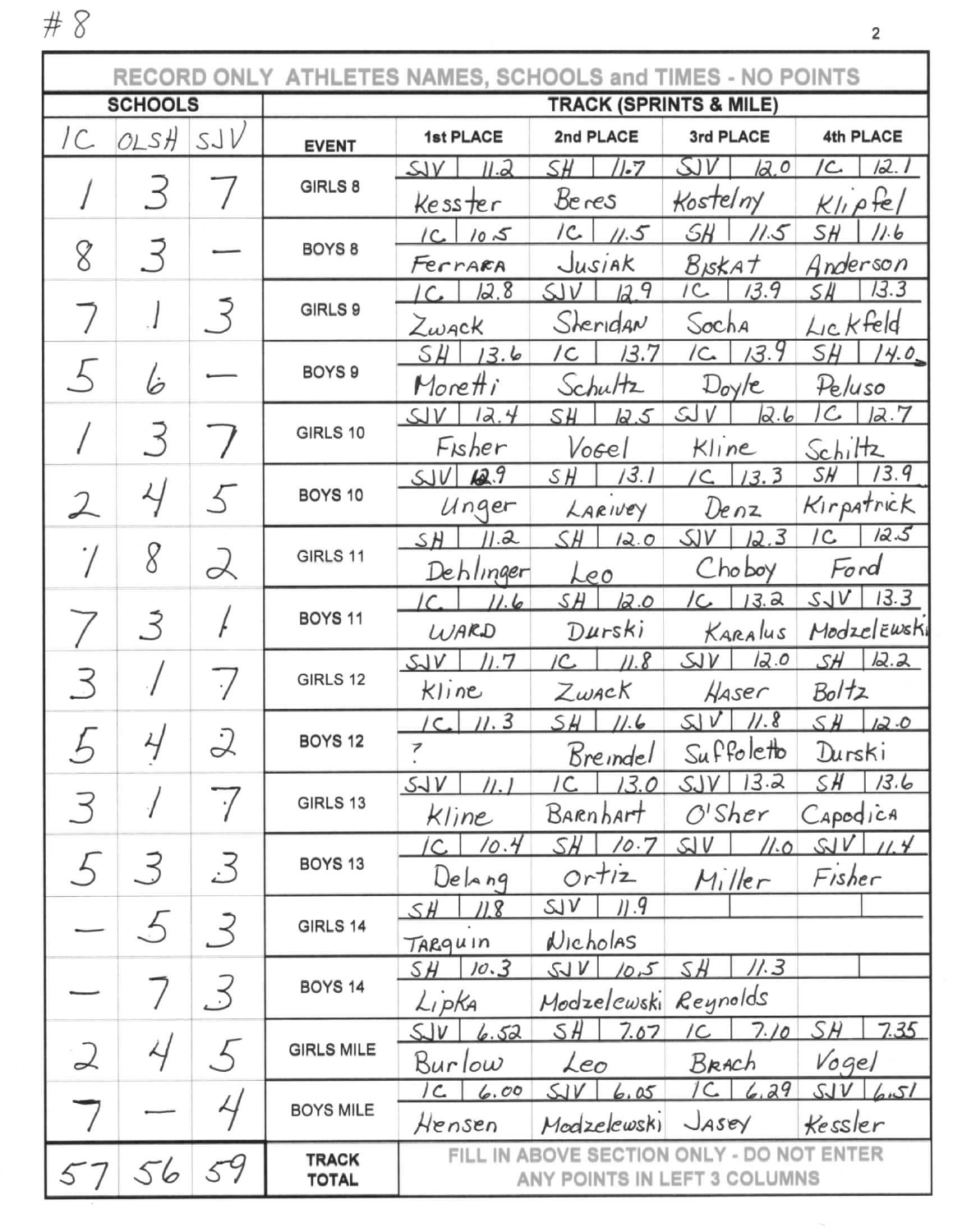#8

| SCHOOLS | | | RECORD ONLY ATHLETES NAMES, SCHOOLS and TIMES - NO POINTS | | | | |
|---|---|---|---|---|---|---|---|
| | | | **TRACK (SPRINTS & MILE)** | | | | |
| IC | OLSH | SJV | **EVENT** | **1st PLACE** | **2nd PLACE** | **3rd PLACE** | **4th PLACE** |
| 1 | 3 | 7 | GIRLS 8 | SJV 11.2 Kesster | SH 11.7 Beres | SJV 12.0 Kostelny | IC 12.1 Klipfel |
| 8 | 3 | — | BOYS 8 | IC 10.5 Ferrara | IC 11.5 Jusiak | SH 11.5 Biskat | SH 11.6 Anderson |
| 7 | 1 | 3 | GIRLS 9 | IC 12.8 Zwack | SJV 12.9 Sheridan | IC 13.9 Socha | SH 13.3 Lickfeld |
| 5 | 6 | — | BOYS 9 | SH 13.6 Moretti | IC 13.7 Schultz | IC 13.9 Doyle | SH 14.0 Peluso |
| 1 | 3 | 7 | GIRLS 10 | SJV 12.4 Fisher | SH 12.5 Vogel | SJV 12.6 Kline | IC 12.7 Schiltz |
| 2 | 4 | 5 | BOYS 10 | SJV 12.9 Unger | SH 13.1 Lariviey | IC 13.3 Denz | SH 13.9 Kirpatrick |
| 1 | 8 | 2 | GIRLS 11 | SH 11.2 Dehlinger | SH 12.0 Leo | SJV 12.3 Choboy | IC 12.5 Ford |
| 7 | 3 | 1 | BOYS 11 | IC 11.6 Ward | SH 12.0 Durski | IC 13.2 Karalus | SJV 13.3 Modzelewski |
| 3 | 1 | 7 | GIRLS 12 | SJV 11.7 Kline | IC 11.8 Zwack | SJV 12.0 Haser | SH 12.2 Boltz |
| 5 | 4 | 2 | BOYS 12 | IC 11.3 ? | SH 11.6 Breindel | SJV 11.8 Suffoletto | SH 12.0 Durski |
| 3 | 1 | 7 | GIRLS 13 | SJV 11.1 Kline | IC 13.0 Barnhart | SJV 13.2 O'Sher | SH 13.6 Capodica |
| 5 | 3 | 3 | BOYS 13 | IC 10.4 Delang | SH 10.7 Ortiz | SJV 11.0 Miller | SJV 11.4 Fisher |
| — | 5 | 3 | GIRLS 14 | SH 11.8 Tarquin | SJV 11.9 Nicholas | | |
| — | 7 | 3 | BOYS 14 | SH 10.3 Lipka | SJV 10.5 Modzelewski | SH 11.3 Reynolds | |
| 2 | 4 | 5 | GIRLS MILE | SJV 6.52 Burlow | SH 7.07 Leo | IC 7.10 Brach | SH 7.35 Vogel |
| 7 | — | 4 | BOYS MILE | IC 6.00 Hensen | SJV 6.05 Modzelewski | IC 6.29 Jasey | SJV 6.51 Kessler |
| 57 | 56 | 59 | **TRACK TOTAL** | FILL IN ABOVE SECTION ONLY - DO NOT ENTER ANY POINTS IN LEFT 3 COLUMNS | | | |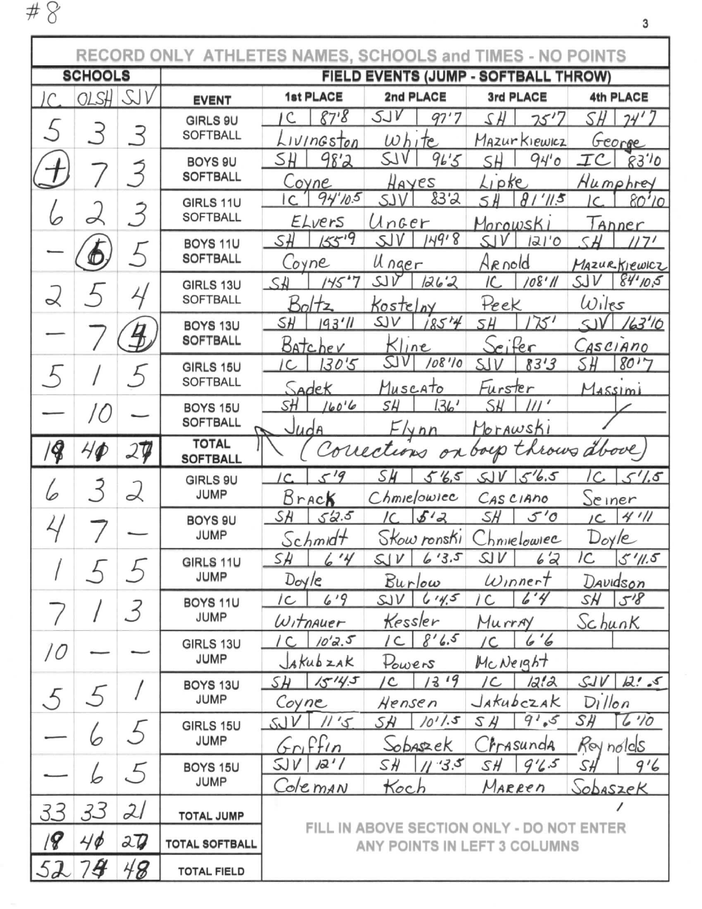#8

**RECORD ONLY ATHLETES NAMES, SCHOOLS and TIMES - NO POINTS**

| SCHOOLS | | | | FIELD EVENTS (JUMP - SOFTBALL THROW) | | | |
|---|---|---|---|---|---|---|---|
| IC | OLSH | SJV | EVENT | 1st PLACE | 2nd PLACE | 3rd PLACE | 4th PLACE |
| 5 | 3 | 3 | GIRLS 9U SOFTBALL | IC 87'8 Livingston | SJV 97'7 White | SH 75'7 Mazurkiewicz | SH 74'7 George |
| 4 | 7 | 3 | BOYS 9U SOFTBALL | SH 98'2 Coyne | SJV 96'5 Hayes | SH 94'0 Lipke | IC 83'10 Humphrey |
| 6 | 2 | 3 | GIRLS 11U SOFTBALL | IC 94'10.5 Elvers | SJV 83'2 Unger | SH 81'11.5 Morowski | IC 80'10 Tanner |
| — | 6 | 5 | BOYS 11U SOFTBALL | SH 155'9 Coyne | SJV 149'8 Unger | SJV 121'0 Arnold | SH 117' Mazurkiewicz |
| 2 | 5 | 4 | GIRLS 13U SOFTBALL | SH 145'7 Boltz | SJV 126'2 Kostelny | IC 108'11 Peek | SJV 84'10.5 Wiles |
| — | 7 | 4 | BOYS 13U SOFTBALL | SH 193'11 Batchev | SJV 185'4 Kline | SH 175' Seifer | SJV 163'10 Casciano |
| 5 | 1 | 5 | GIRLS 15U SOFTBALL | IC 130'5 Sadek | SJV 108'10 Muscato | SJV 83'3 Furster | SH 80'7 Massimi |
| — | 10 | — | BOYS 15U SOFTBALL | SH 160'6 Juda | SH 136' Flynn | SH 111' Morawski | / |
| 18 | 40 | 27 | TOTAL SOFTBALL | (Corrections on boys throws above) | | | |
| 6 | 3 | 2 | GIRLS 9U JUMP | IC 5'9 Brack | SH 5'6.5 Chmielowiec | SJV 5'6.5 Casciano | IC 5'1.5 Seiner |
| 4 | 7 | — | BOYS 9U JUMP | SH 5'2.5 Schmidt | IC 5'2 Skowronski | SH 5'0 Chmielowiec | IC 4'11 Doyle |
| 1 | 5 | 5 | GIRLS 11U JUMP | SH 6'4 Doyle | SJV 6'3.5 Burlow | SJV 6'2 Winnert | IC 5'11.5 Davidson |
| 7 | 1 | 3 | BOYS 11U JUMP | IC 6'9 Witnauer | SJV 6'4.5 Kessler | IC 6'4 Murray | SH 5'8 Schunk |
| 10 | — | — | GIRLS 13U JUMP | IC 10'2.5 Jakubzak | IC 8'6.5 Powers | IC 6'6 McNeight | |
| 5 | 5 | 1 | BOYS 13U JUMP | SH 15'4.5 Coyne | IC 13'9 Hensen | IC 12'2 Jakubczak | SJV 12'.5 Dillon |
| — | 6 | 5 | GIRLS 15U JUMP | SJV 11'5 Griffin | SH 10'1.5 Sobaszek | SH 9'.5 Chrasunda | SH 6'10 Reynolds |
| — | 6 | 5 | BOYS 15U JUMP | SJV 12'1 Coleman | SH 11'3.5 Koch | SH 9'6.5 Marren | SH 9'6 Sobaszek |
| 33 | 33 | 21 | TOTAL JUMP | FILL IN ABOVE SECTION ONLY - DO NOT ENTER ANY POINTS IN LEFT 3 COLUMNS | | | |
| 18 | 40 | 27 | TOTAL SOFTBALL | | | | |
| 52 | 74 | 48 | TOTAL FIELD | | | | |